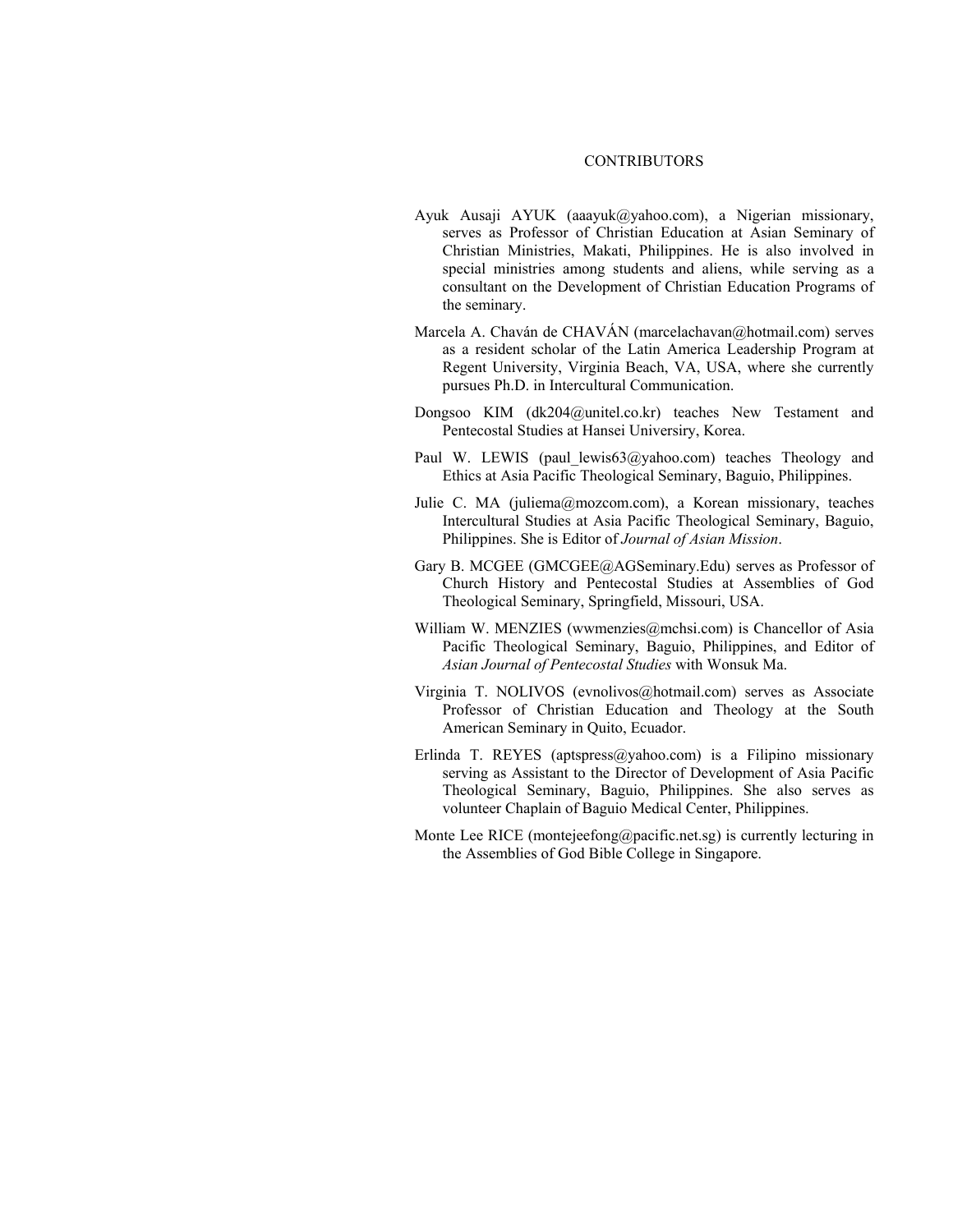# CONTRIBUTORS

Ayuk Ausaji AYUK (aaayuk@yahoo.com), a Nigerian missionary, serves as Professor of Christian Education at Asian Seminary of Christian Ministries, Makati, Philippines. He is also involved in special ministries among students and aliens, while serving as a consultant on the Development of Christian Education Programs of the seminary.

Marcela A. Chaván de CHAVÁN (marcelachavan@hotmail.com) serves as a resident scholar of the Latin America Leadership Program at Regent University, Virginia Beach, VA, USA, where she currently pursues Ph.D. in Intercultural Communication.

Dongsoo KIM (dk204@unitel.co.kr) teaches New Testament and Pentecostal Studies at Hansei Universiry, Korea.

Paul W. LEWIS (paul_lewis63@yahoo.com) teaches Theology and Ethics at Asia Pacific Theological Seminary, Baguio, Philippines.

Julie C. MA (juliema@mozcom.com), a Korean missionary, teaches Intercultural Studies at Asia Pacific Theological Seminary, Baguio, Philippines. She is Editor of *Journal of Asian Mission*.

Gary B. MCGEE (GMCGEE@AGSeminary.Edu) serves as Professor of Church History and Pentecostal Studies at Assemblies of God Theological Seminary, Springfield, Missouri, USA.

William W. MENZIES (wwmenzies@mchsi.com) is Chancellor of Asia Pacific Theological Seminary, Baguio, Philippines, and Editor of *Asian Journal of Pentecostal Studies* with Wonsuk Ma.

Virginia T. NOLIVOS (evnolivos@hotmail.com) serves as Associate Professor of Christian Education and Theology at the South American Seminary in Quito, Ecuador.

Erlinda T. REYES (aptspress@yahoo.com) is a Filipino missionary serving as Assistant to the Director of Development of Asia Pacific Theological Seminary, Baguio, Philippines. She also serves as volunteer Chaplain of Baguio Medical Center, Philippines.

Monte Lee RICE (montejeefong@pacific.net.sg) is currently lecturing in the Assemblies of God Bible College in Singapore.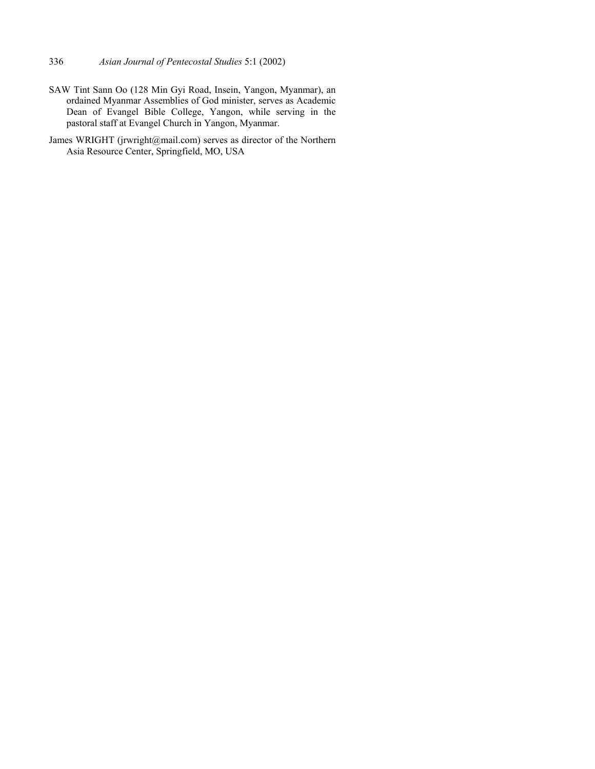SAW Tint Sann Oo (128 Min Gyi Road, Insein, Yangon, Myanmar), an ordained Myanmar Assemblies of God minister, serves as Academic Dean of Evangel Bible College, Yangon, while serving in the pastoral staff at Evangel Church in Yangon, Myanmar.

James WRIGHT (jrwright@mail.com) serves as director of the Northern Asia Resource Center, Springfield, MO, USA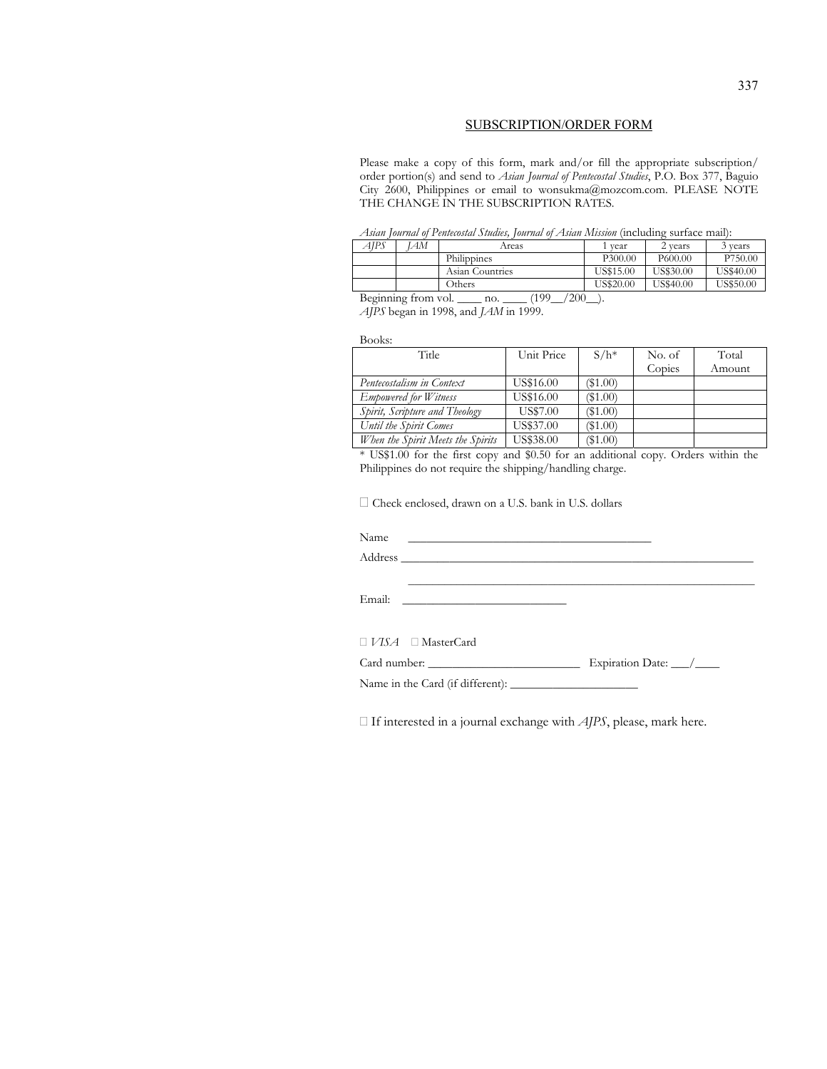## SUBSCRIPTION/ORDER FORM

Please make a copy of this form, mark and/or fill the appropriate subscription/ order portion(s) and send to *Asian Journal of Pentecostal Studies*, P.O. Box 377, Baguio City 2600, Philippines or email to wonsukma@mozcom.com. PLEASE NOTE THE CHANGE IN THE SUBSCRIPTION RATES.

*Asian Journal of Pentecostal Studies, Journal of Asian Mission* (including surface mail):

| *AJPS* | *JAM* | Areas | 1 year | 2 years | 3 years |
|---|---|---|---|---|---|
| | | Philippines | P300.00 | P600.00 | P750.00 |
| | | Asian Countries | US$15.00 | US$30.00 | US$40.00 |
| | | Others | US$20.00 | US$40.00 | US$50.00 |

Beginning from vol. ____ no. ____ (199__/200__).
*AJPS* began in 1998, and *JAM* in 1999.

Books:

| Title | Unit Price | S/h* | No. of Copies | Total Amount |
|---|---|---|---|---|
| *Pentecostalism in Context* | US$16.00 | ($1.00) | | |
| *Empowered for Witness* | US$16.00 | ($1.00) | | |
| *Spirit, Scripture and Theology* | US$7.00 | ($1.00) | | |
| *Until the Spirit Comes* | US$37.00 | ($1.00) | | |
| *When the Spirit Meets the Spirits* | US$38.00 | ($1.00) | | |

* US$1.00 for the first copy and $0.50 for an additional copy. Orders within the Philippines do not require the shipping/handling charge.

☐ Check enclosed, drawn on a U.S. bank in U.S. dollars

Name ________________________________________

Address ________________________________________________________

________________________________________________________

Email: ___________________________

☐ *VISA* ☐ MasterCard

Card number: _________________________ Expiration Date: ___/____

Name in the Card (if different): _____________________

☐ If interested in a journal exchange with *AJPS*, please, mark here.